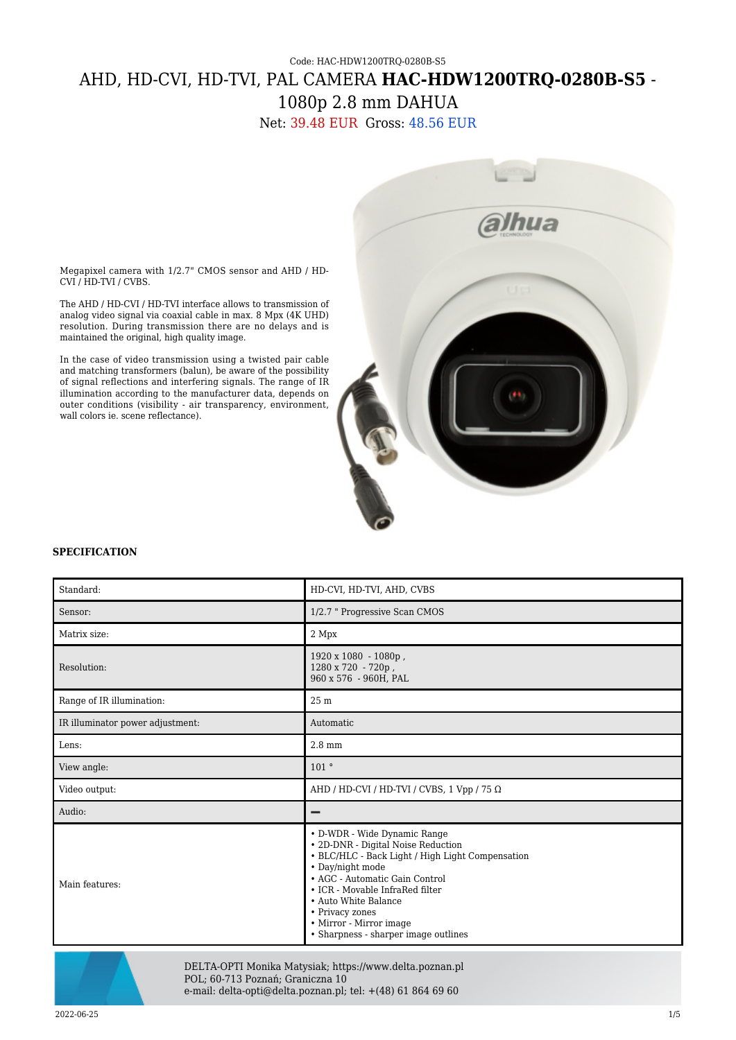Code: HAC-HDW1200TRQ-0280B-S5

# AHD, HD-CVI, HD-TVI, PAL CAMERA **HAC-HDW1200TRQ-0280B-S5** - 1080p 2.8 mm DAHUA

Net: 39.48 EUR Gross: 48.56 EUR

Megapixel camera with 1/2.7" CMOS sensor and AHD / HD-CVI / HD-TVI / CVBS.

The AHD / HD-CVI / HD-TVI interface allows to transmission of analog video signal via coaxial cable in max. 8 Mpx (4K UHD) resolution. During transmission there are no delays and is maintained the original, high quality image.

In the case of video transmission using a twisted pair cable and matching transformers (balun), be aware of the possibility of signal reflections and interfering signals. The range of IR illumination according to the manufacturer data, depends on outer conditions (visibility - air transparency, environment, wall colors ie. scene reflectance).

**SPECIFICATION**

| | |
|---|---|
| Standard: | HD-CVI, HD-TVI, AHD, CVBS |
| Sensor: | 1/2.7 " Progressive Scan CMOS |
| Matrix size: | 2 Mpx |
| Resolution: | 1920 x 1080 - 1080p ,<br>1280 x 720 - 720p ,<br>960 x 576 - 960H, PAL |
| Range of IR illumination: | 25 m |
| IR illuminator power adjustment: | Automatic |
| Lens: | 2.8 mm |
| View angle: | 101 ° |
| Video output: | AHD / HD-CVI / HD-TVI / CVBS, 1 Vpp / 75 Ω |
| Audio: | – |
| Main features: | • D-WDR - Wide Dynamic Range<br>• 2D-DNR - Digital Noise Reduction<br>• BLC/HLC - Back Light / High Light Compensation<br>• Day/night mode<br>• AGC - Automatic Gain Control<br>• ICR - Movable InfraRed filter<br>• Auto White Balance<br>• Privacy zones<br>• Mirror - Mirror image<br>• Sharpness - sharper image outlines |

DELTA-OPTI Monika Matysiak; https://www.delta.poznan.pl
POL; 60-713 Poznań; Graniczna 10
e-mail: delta-opti@delta.poznan.pl; tel: +(48) 61 864 69 60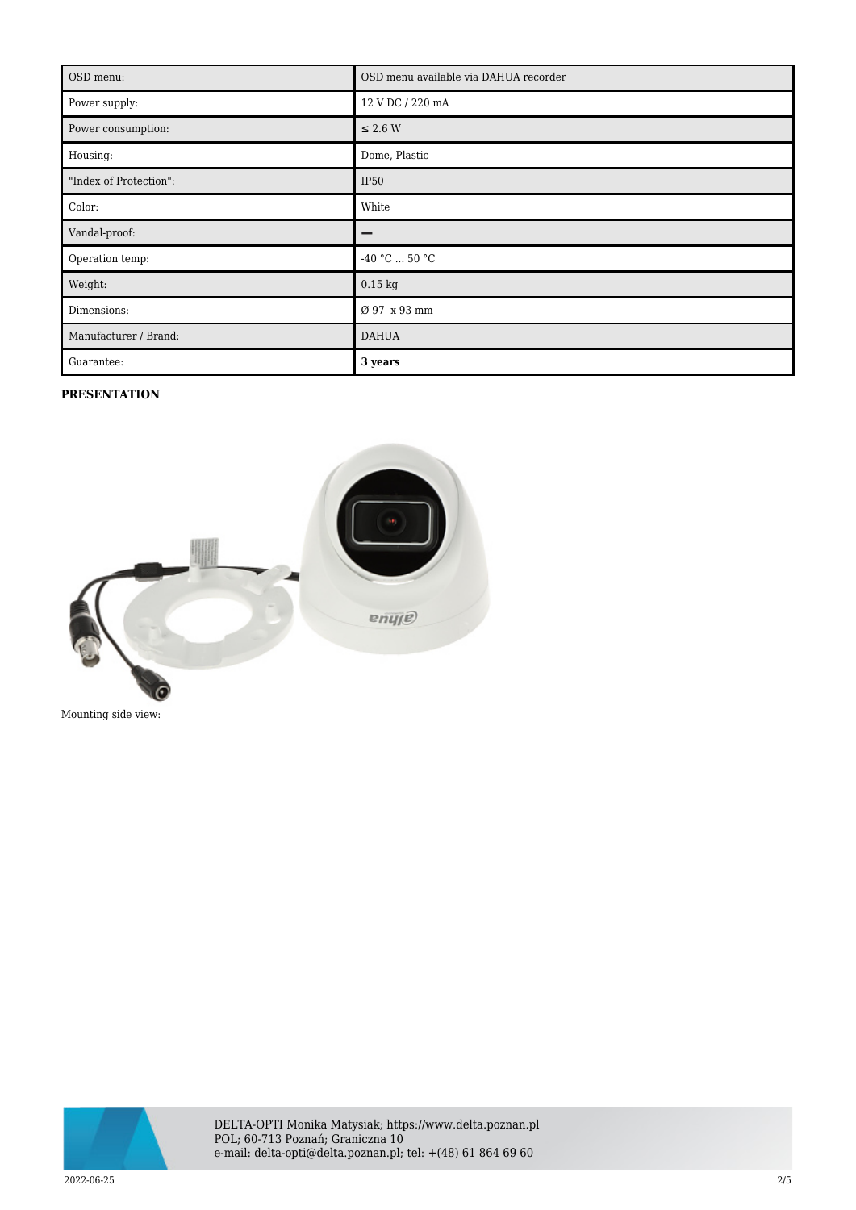| OSD menu: | OSD menu available via DAHUA recorder |
| --- | --- |
| Power supply: | 12 V DC / 220 mA |
| Power consumption: | ≤ 2.6 W |
| Housing: | Dome, Plastic |
| "Index of Protection": | IP50 |
| Color: | White |
| Vandal-proof: | – |
| Operation temp: | -40 °C ... 50 °C |
| Weight: | 0.15 kg |
| Dimensions: | Ø 97 x 93 mm |
| Manufacturer / Brand: | DAHUA |
| Guarantee: | **3 years** |

**PRESENTATION**

Mounting side view: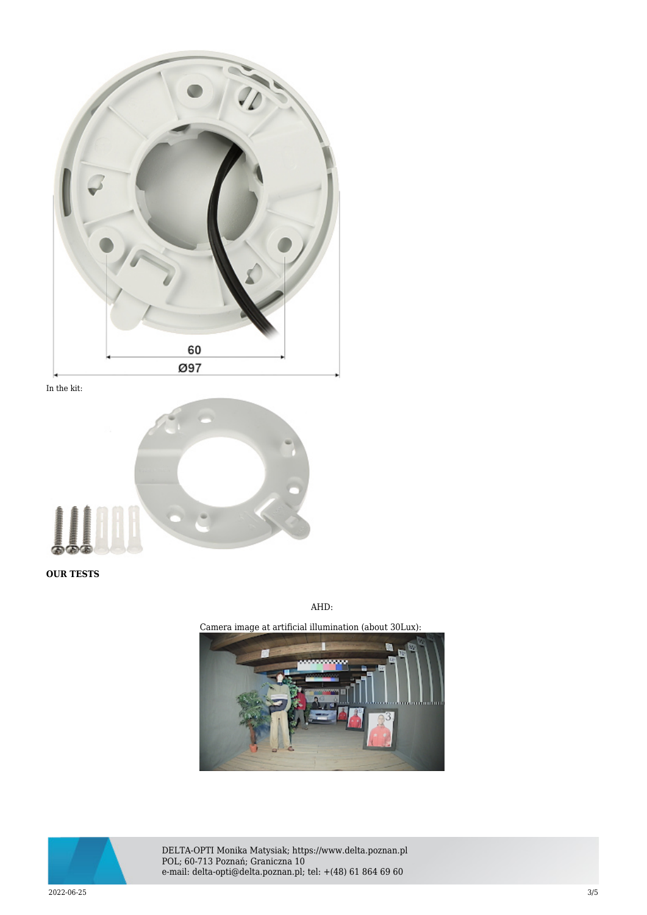60

Ø97

In the kit:

**OUR TESTS**

AHD:

Camera image at artificial illumination (about 30Lux):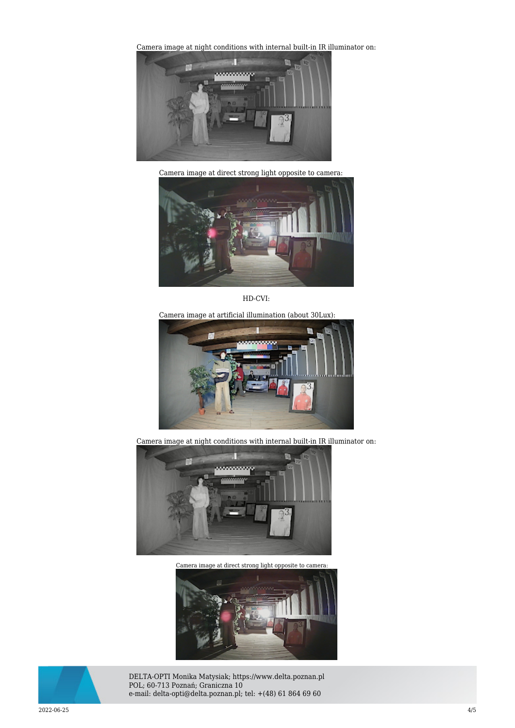Camera image at night conditions with internal built-in IR illuminator on:

Camera image at direct strong light opposite to camera:

HD-CVI:

Camera image at artificial illumination (about 30Lux):

Camera image at night conditions with internal built-in IR illuminator on:

Camera image at direct strong light opposite to camera:

DELTA-OPTI Monika Matysiak; https://www.delta.poznan.pl
POL; 60-713 Poznań; Graniczna 10
e-mail: delta-opti@delta.poznan.pl; tel: +(48) 61 864 69 60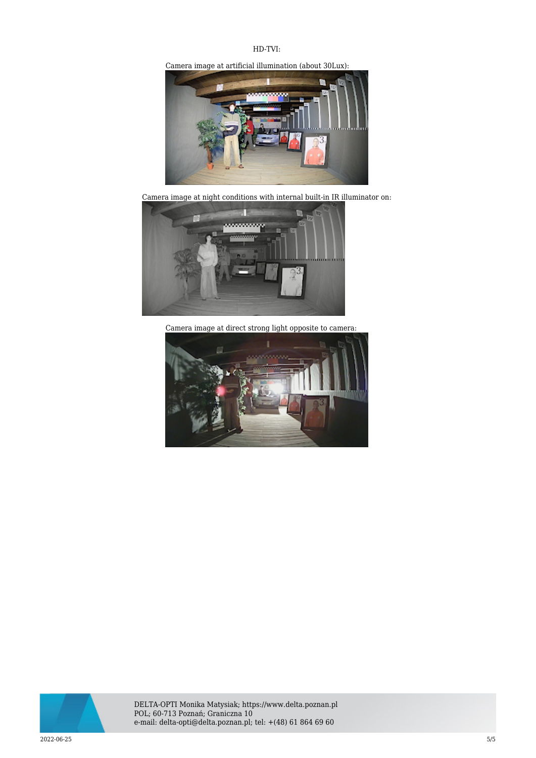HD-TVI:

Camera image at artificial illumination (about 30Lux):

Camera image at night conditions with internal built-in IR illuminator on:

Camera image at direct strong light opposite to camera: